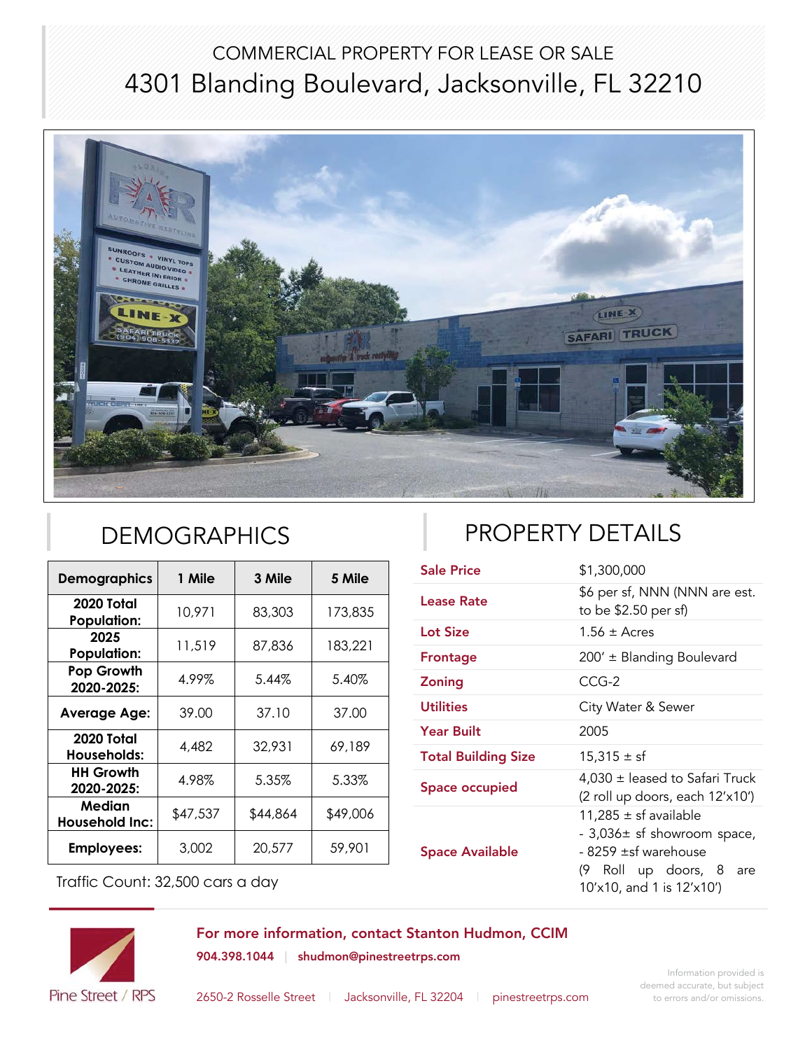COMMERCIAL PROPERTY FOR LEASE OR SALE

# 4301 Blanding Boulevard, Jacksonville, FL 32210

## DEMOGRAPHICS

| Demographics | 1 Mile | 3 Mile | 5 Mile |
|---|---|---|---|
| 2020 Total Population: | 10,971 | 83,303 | 173,835 |
| 2025 Population: | 11,519 | 87,836 | 183,221 |
| Pop Growth 2020-2025: | 4.99% | 5.44% | 5.40% |
| Average Age: | 39.00 | 37.10 | 37.00 |
| 2020 Total Households: | 4,482 | 32,931 | 69,189 |
| HH Growth 2020-2025: | 4.98% | 5.35% | 5.33% |
| Median Household Inc: | $47,537 | $44,864 | $49,006 |
| Employees: | 3,002 | 20,577 | 59,901 |

Traffic Count: 32,500 cars a day

## PROPERTY DETAILS

| | |
|---|---|
| **Sale Price** | $1,300,000 |
| **Lease Rate** | $6 per sf, NNN (NNN are est. to be $2.50 per sf) |
| **Lot Size** | 1.56 ± Acres |
| **Frontage** | 200' ± Blanding Boulevard |
| **Zoning** | CCG-2 |
| **Utilities** | City Water & Sewer |
| **Year Built** | 2005 |
| **Total Building Size** | 15,315 ± sf |
| **Space occupied** | 4,030 ± leased to Safari Truck (2 roll up doors, each 12'x10') |
| **Space Available** | 11,285 ± sf available<br>- 3,036± sf showroom space,<br>- 8259 ±sf warehouse<br>(9 Roll up doors, 8 are 10'x10, and 1 is 12'x10') |

**For more information, contact Stanton Hudmon, CCIM**

**904.398.1044** | **shudmon@pinestreetrps.com**

Pine Street / RPS

2650-2 Rosselle Street | Jacksonville, FL 32204 | pinestreetrps.com

Information provided is deemed accurate, but subject to errors and/or omissions.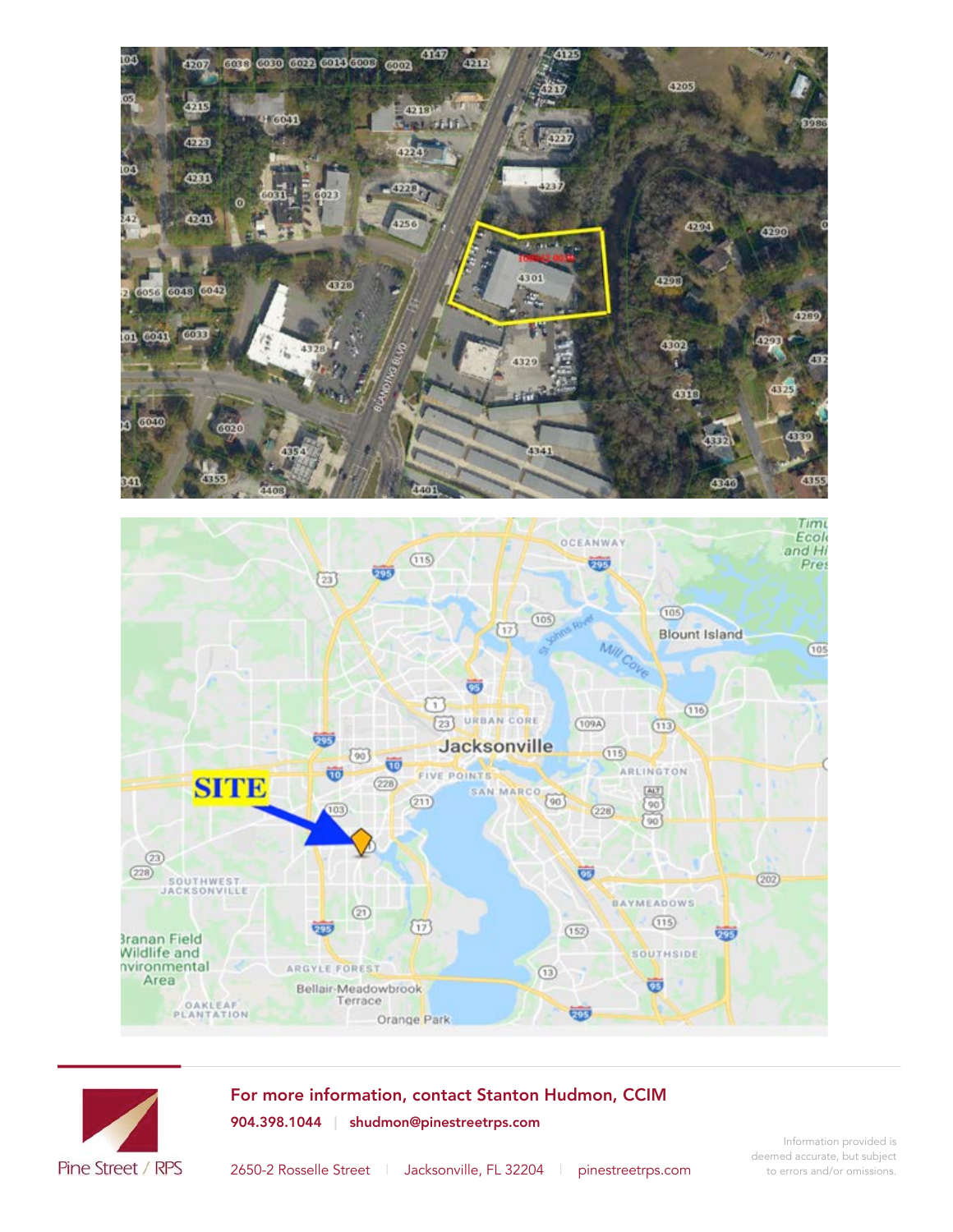**For more information, contact Stanton Hudmon, CCIM**

**904.398.1044** | **shudmon@pinestreetrps.com**

Pine Street / RPS

2650-2 Rosselle Street | Jacksonville, FL 32204 | pinestreetrps.com

Information provided is deemed accurate, but subject to errors and/or omissions.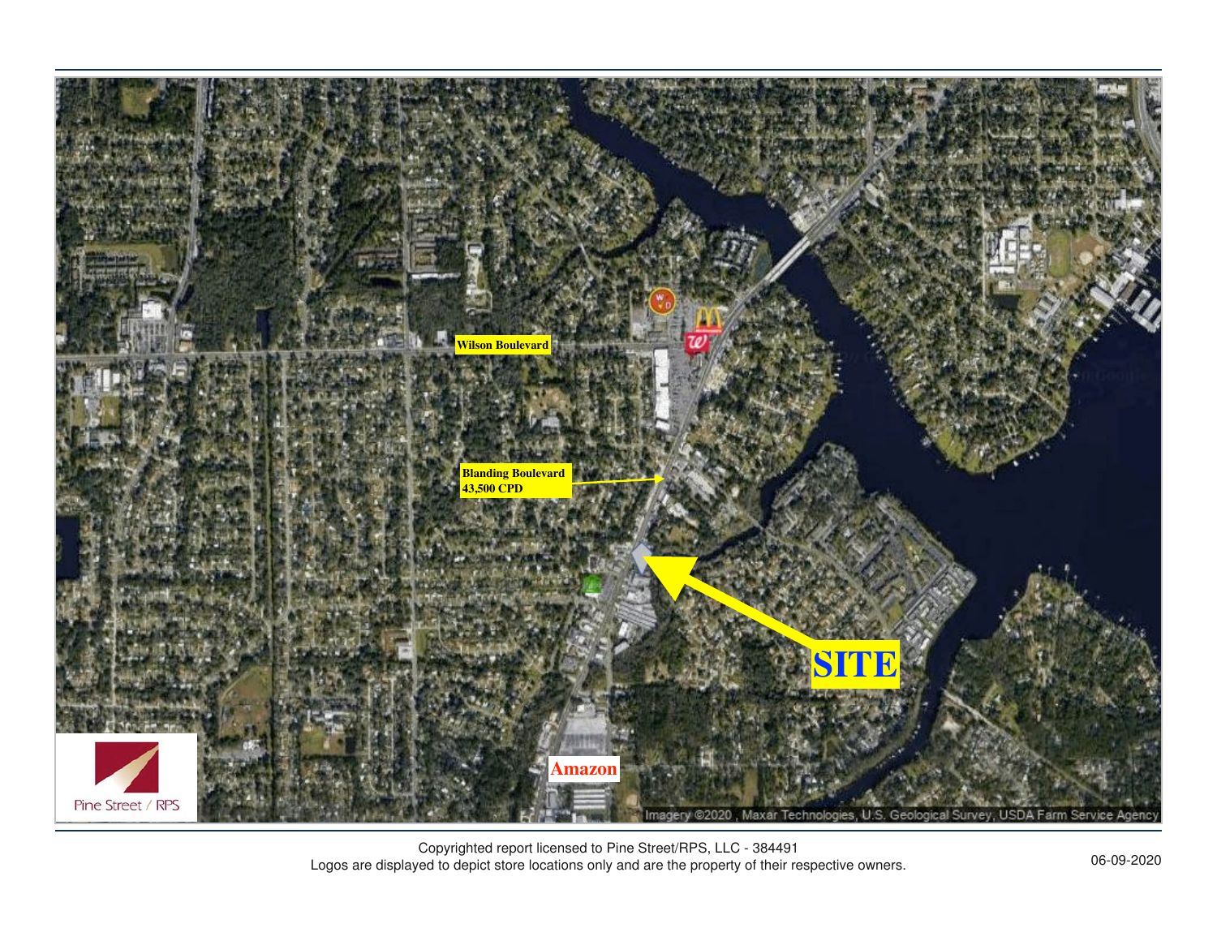Wilson Boulevard

Blanding Boulevard
43,500 CPD

SITE

Amazon

Imagery ©2020 , Maxar Technologies, U.S. Geological Survey, USDA Farm Service Agency

Pine Street / RPS

Copyrighted report licensed to Pine Street/RPS, LLC - 384491
Logos are displayed to depict store locations only and are the property of their respective owners.

06-09-2020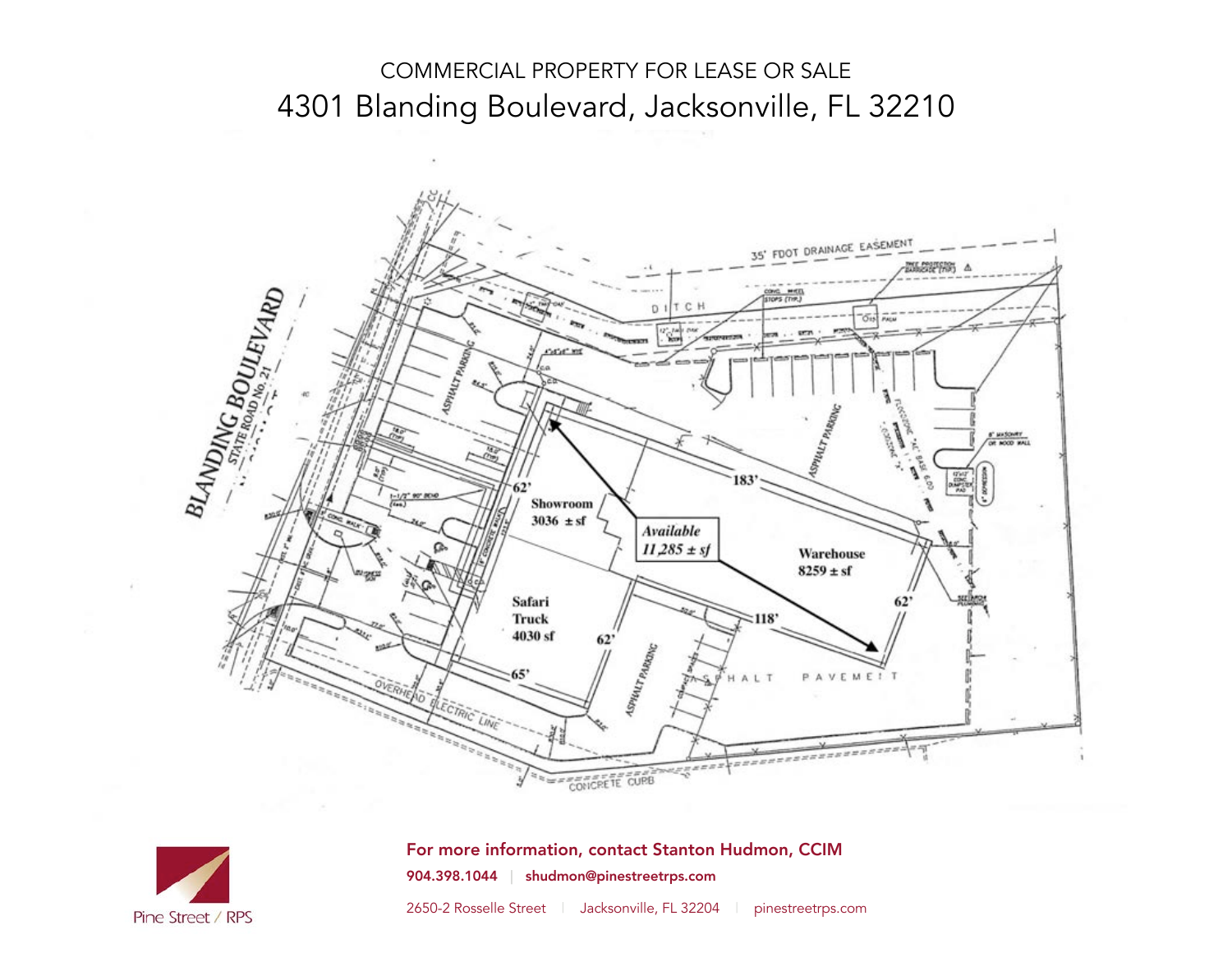COMMERCIAL PROPERTY FOR LEASE OR SALE

# 4301 Blanding Boulevard, Jacksonville, FL 32210

BLANDING BOULEVARD
STATE ROAD No. 21

35' FDOT DRAINAGE EASEMENT

DITCH

ASPHALT PARKING

Showroom
3036 ± sf

*Available*
*11,285 ± sf*

Warehouse
8259 ± sf

Safari
Truck
4030 sf

183'

62'

118'

62'

62'

65'

ASPHALT PAVEMENT

OVERHEAD ELECTRIC LINE

CONCRETE CURB

**For more information, contact Stanton Hudmon, CCIM**

**904.398.1044** | **shudmon@pinestreetrps.com**

2650-2 Rosselle Street | Jacksonville, FL 32204 | pinestreetrps.com

Pine Street / RPS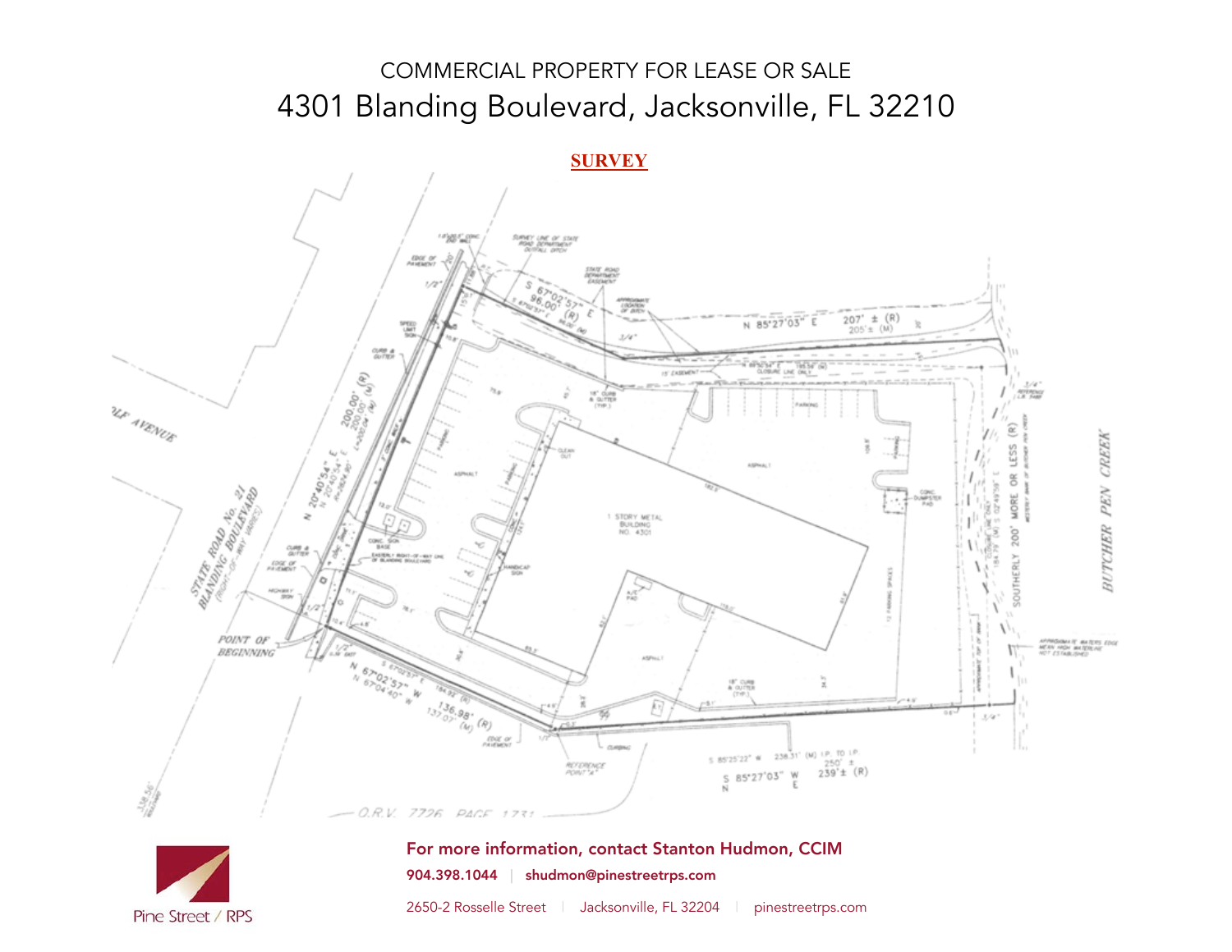COMMERCIAL PROPERTY FOR LEASE OR SALE

# 4301 Blanding Boulevard, Jacksonville, FL 32210

## SURVEY

**For more information, contact Stanton Hudmon, CCIM**

**904.398.1044** | **shudmon@pinestreetrps.com**

2650-2 Rosselle Street | Jacksonville, FL 32204 | pinestreetrps.com

Pine Street / RPS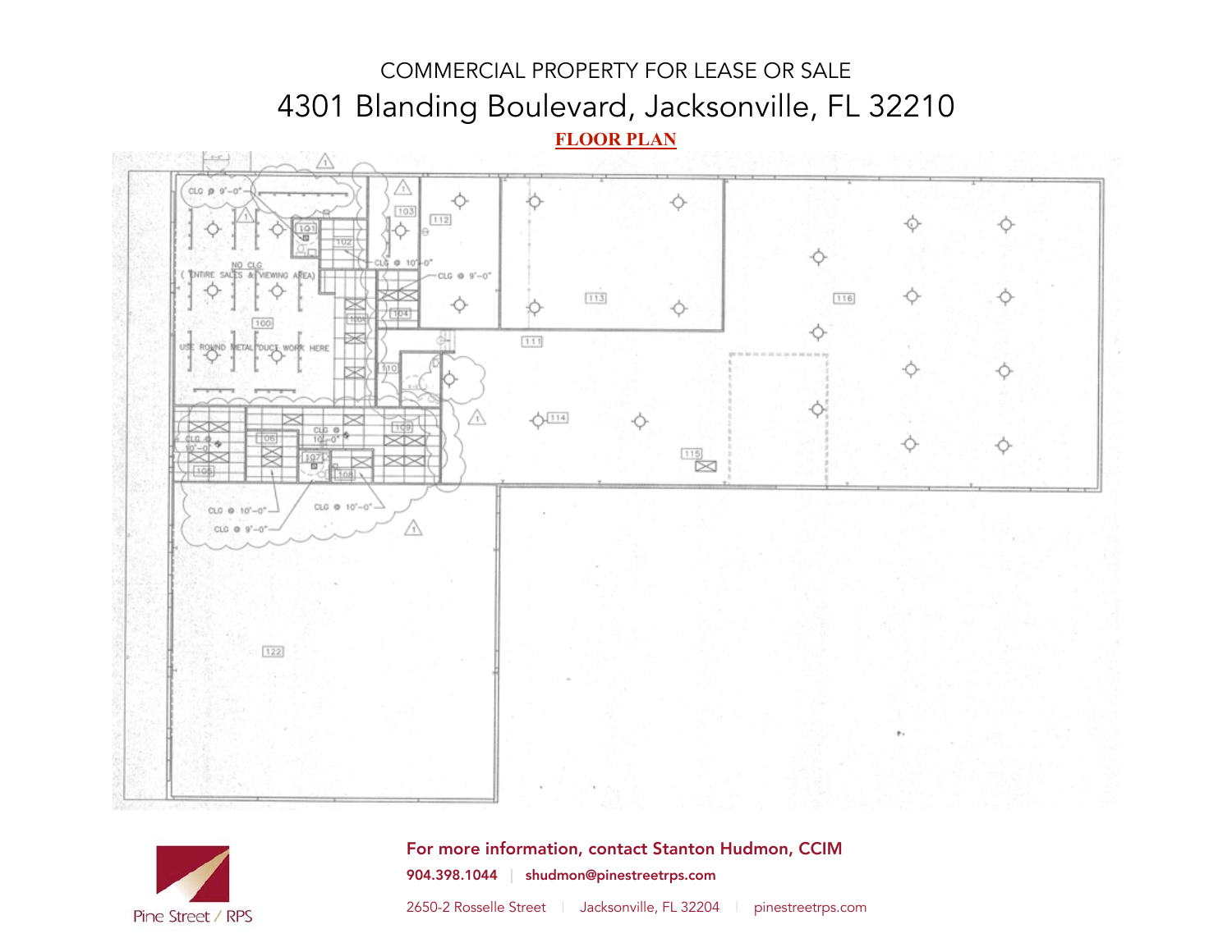COMMERCIAL PROPERTY FOR LEASE OR SALE

# 4301 Blanding Boulevard, Jacksonville, FL 32210

## FLOOR PLAN

CLG @ 9'-0"

NO CLG (ENTIRE SALES & VIEWING AREA)

100

USE ROUND METAL DUCT WORK HERE

101

102

103

104

105

106

107

108

109

110

111

112

113

114

115

116

122

CLG @ 10'-0"

CLG @ 9'-0"

**For more information, contact Stanton Hudmon, CCIM**

**904.398.1044** | **shudmon@pinestreetrps.com**

2650-2 Rosselle Street | Jacksonville, FL 32204 | pinestreetrps.com

Pine Street / RPS